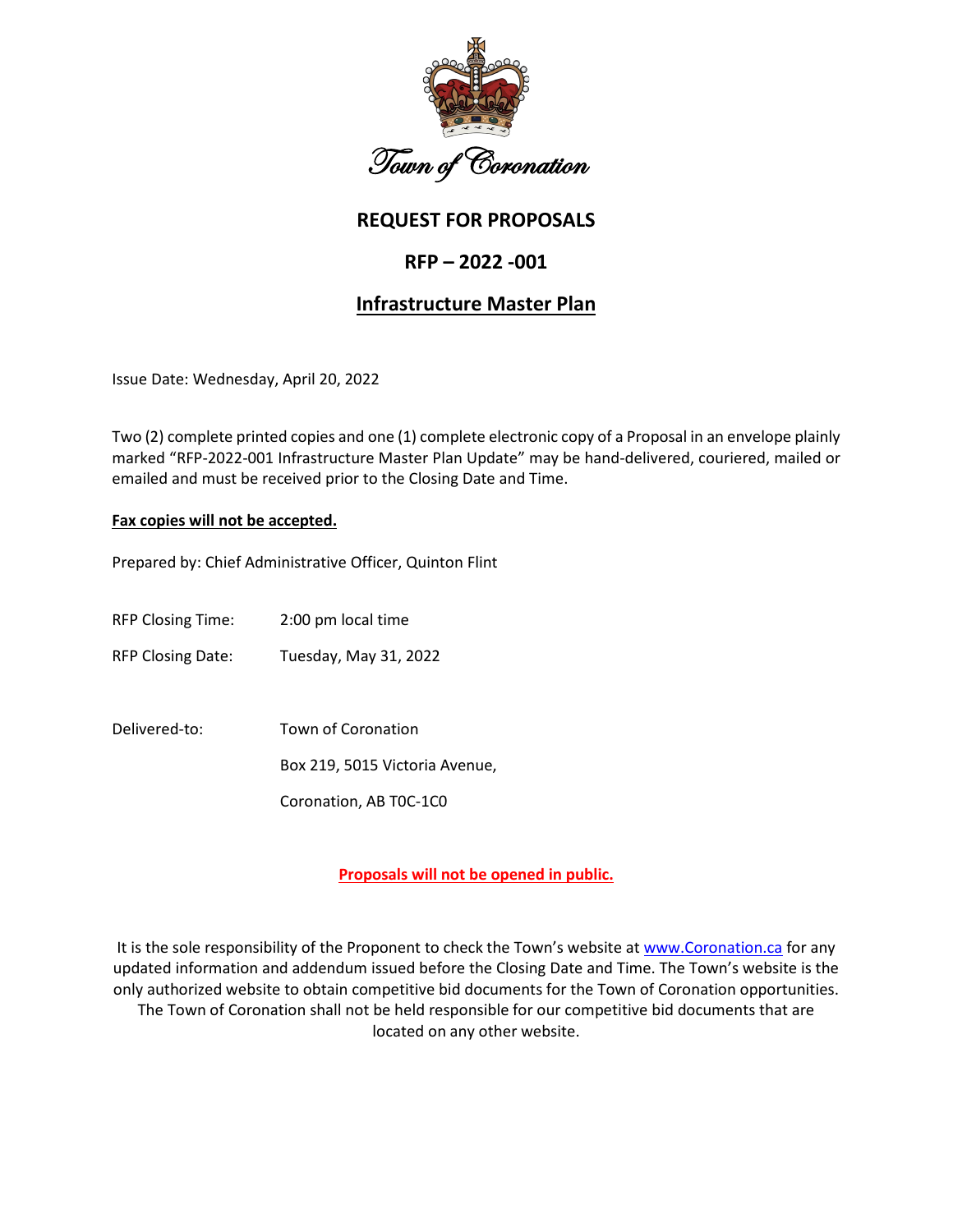Town of Coronation

# REQUEST FOR PROPOSALS

## RFP – 2022 -001

## Infrastructure Master Plan

Issue Date: Wednesday, April 20, 2022

Two (2) complete printed copies and one (1) complete electronic copy of a Proposal in an envelope plainly marked "RFP-2022-001 Infrastructure Master Plan Update" may be hand-delivered, couriered, mailed or emailed and must be received prior to the Closing Date and Time.

**Fax copies will not be accepted.**

Prepared by: Chief Administrative Officer, Quinton Flint

RFP Closing Time: 2:00 pm local time

RFP Closing Date: Tuesday, May 31, 2022

Delivered-to: Town of Coronation
Box 219, 5015 Victoria Avenue,
Coronation, AB T0C-1C0

**Proposals will not be opened in public.**

It is the sole responsibility of the Proponent to check the Town's website at www.Coronation.ca for any updated information and addendum issued before the Closing Date and Time. The Town's website is the only authorized website to obtain competitive bid documents for the Town of Coronation opportunities. The Town of Coronation shall not be held responsible for our competitive bid documents that are located on any other website.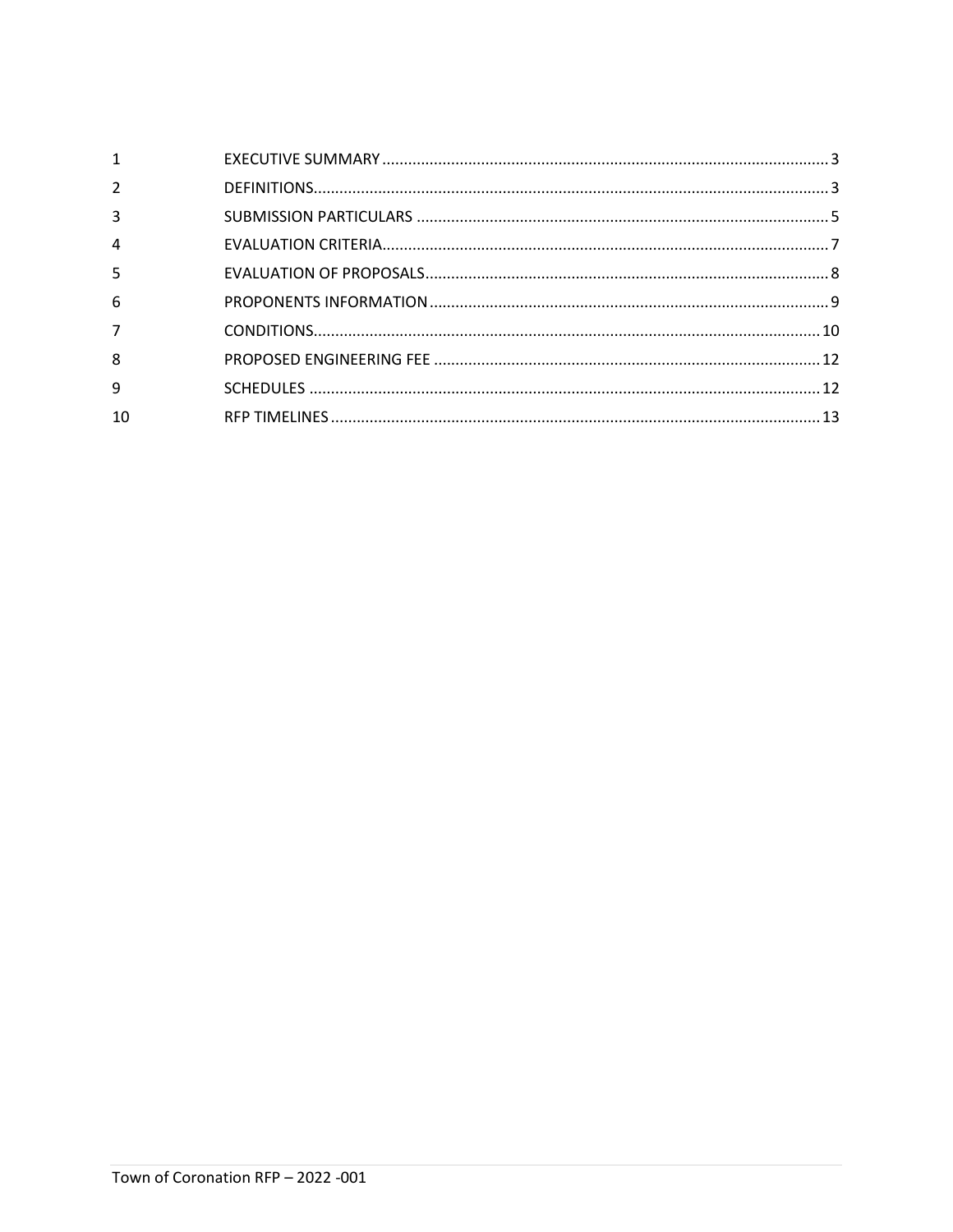| | | |
|---|---|---|
| 1 | EXECUTIVE SUMMARY | 3 |
| 2 | DEFINITIONS | 3 |
| 3 | SUBMISSION PARTICULARS | 5 |
| 4 | EVALUATION CRITERIA | 7 |
| 5 | EVALUATION OF PROPOSALS | 8 |
| 6 | PROPONENTS INFORMATION | 9 |
| 7 | CONDITIONS | 10 |
| 8 | PROPOSED ENGINEERING FEE | 12 |
| 9 | SCHEDULES | 12 |
| 10 | RFP TIMELINES | 13 |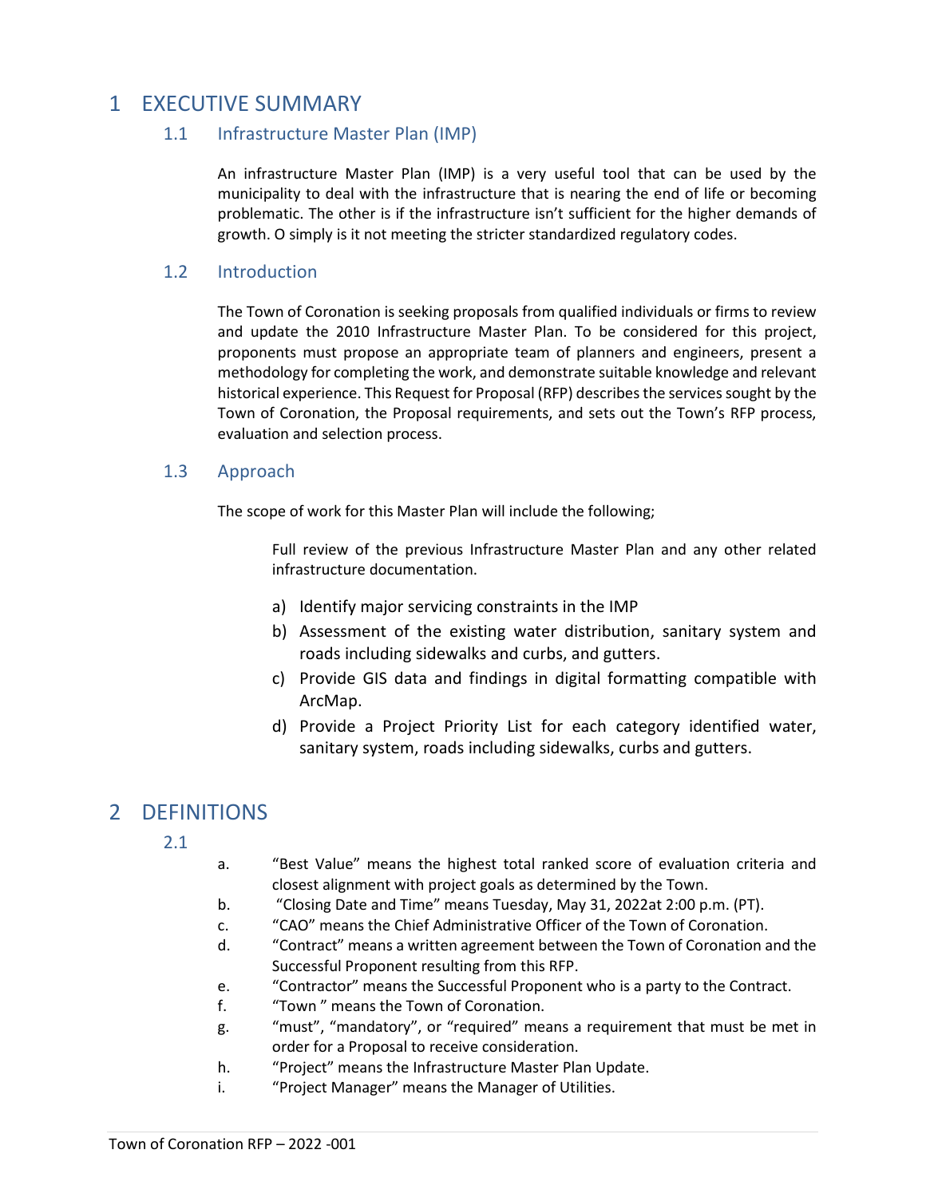# 1 EXECUTIVE SUMMARY

## 1.1 Infrastructure Master Plan (IMP)

An infrastructure Master Plan (IMP) is a very useful tool that can be used by the municipality to deal with the infrastructure that is nearing the end of life or becoming problematic. The other is if the infrastructure isn't sufficient for the higher demands of growth. O simply is it not meeting the stricter standardized regulatory codes.

## 1.2 Introduction

The Town of Coronation is seeking proposals from qualified individuals or firms to review and update the 2010 Infrastructure Master Plan. To be considered for this project, proponents must propose an appropriate team of planners and engineers, present a methodology for completing the work, and demonstrate suitable knowledge and relevant historical experience. This Request for Proposal (RFP) describes the services sought by the Town of Coronation, the Proposal requirements, and sets out the Town's RFP process, evaluation and selection process.

## 1.3 Approach

The scope of work for this Master Plan will include the following;

Full review of the previous Infrastructure Master Plan and any other related infrastructure documentation.

a) Identify major servicing constraints in the IMP
b) Assessment of the existing water distribution, sanitary system and roads including sidewalks and curbs, and gutters.
c) Provide GIS data and findings in digital formatting compatible with ArcMap.
d) Provide a Project Priority List for each category identified water, sanitary system, roads including sidewalks, curbs and gutters.

# 2 DEFINITIONS

## 2.1

a. "Best Value" means the highest total ranked score of evaluation criteria and closest alignment with project goals as determined by the Town.
b. "Closing Date and Time" means Tuesday, May 31, 2022at 2:00 p.m. (PT).
c. "CAO" means the Chief Administrative Officer of the Town of Coronation.
d. "Contract" means a written agreement between the Town of Coronation and the Successful Proponent resulting from this RFP.
e. "Contractor" means the Successful Proponent who is a party to the Contract.
f. "Town " means the Town of Coronation.
g. "must", "mandatory", or "required" means a requirement that must be met in order for a Proposal to receive consideration.
h. "Project" means the Infrastructure Master Plan Update.
i. "Project Manager" means the Manager of Utilities.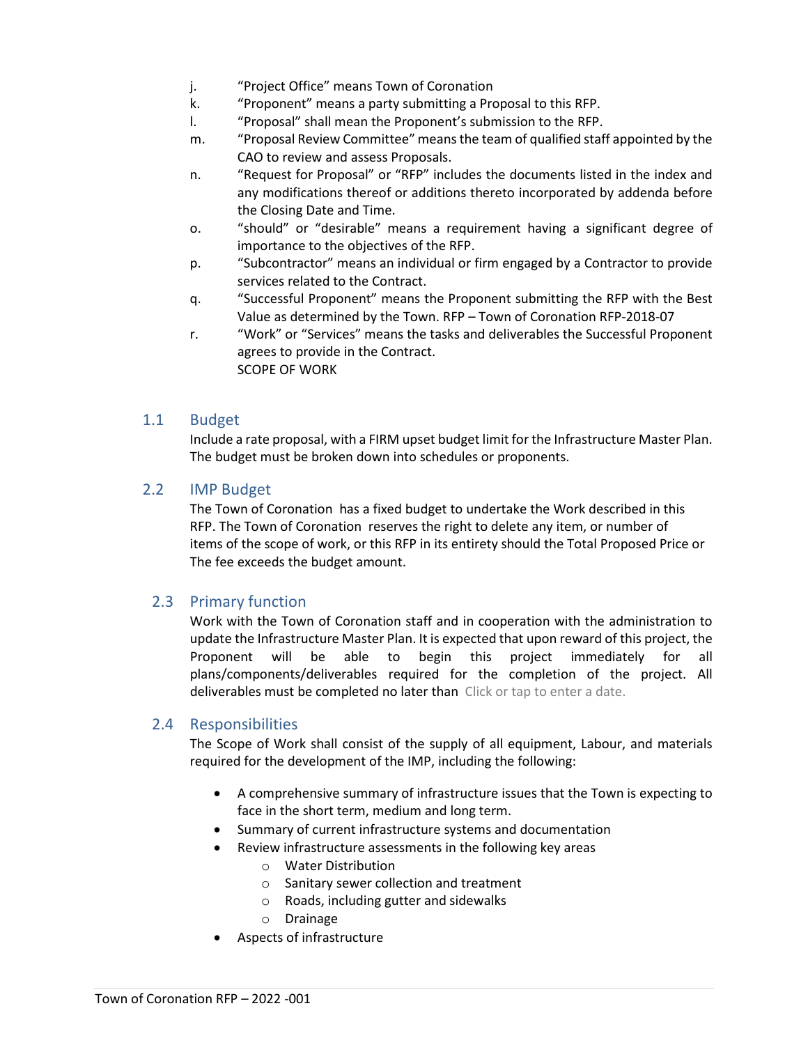j. "Project Office" means Town of Coronation

k. "Proponent" means a party submitting a Proposal to this RFP.

l. "Proposal" shall mean the Proponent's submission to the RFP.

m. "Proposal Review Committee" means the team of qualified staff appointed by the CAO to review and assess Proposals.

n. "Request for Proposal" or "RFP" includes the documents listed in the index and any modifications thereof or additions thereto incorporated by addenda before the Closing Date and Time.

o. "should" or "desirable" means a requirement having a significant degree of importance to the objectives of the RFP.

p. "Subcontractor" means an individual or firm engaged by a Contractor to provide services related to the Contract.

q. "Successful Proponent" means the Proponent submitting the RFP with the Best Value as determined by the Town. RFP – Town of Coronation RFP-2018-07

r. "Work" or "Services" means the tasks and deliverables the Successful Proponent agrees to provide in the Contract.
SCOPE OF WORK

## 1.1 Budget

Include a rate proposal, with a FIRM upset budget limit for the Infrastructure Master Plan. The budget must be broken down into schedules or proponents.

## 2.2 IMP Budget

The Town of Coronation has a fixed budget to undertake the Work described in this RFP. The Town of Coronation reserves the right to delete any item, or number of items of the scope of work, or this RFP in its entirety should the Total Proposed Price or The fee exceeds the budget amount.

## 2.3 Primary function

Work with the Town of Coronation staff and in cooperation with the administration to update the Infrastructure Master Plan. It is expected that upon reward of this project, the Proponent will be able to begin this project immediately for all plans/components/deliverables required for the completion of the project. All deliverables must be completed no later than Click or tap to enter a date.

## 2.4 Responsibilities

The Scope of Work shall consist of the supply of all equipment, Labour, and materials required for the development of the IMP, including the following:

- A comprehensive summary of infrastructure issues that the Town is expecting to face in the short term, medium and long term.
- Summary of current infrastructure systems and documentation
- Review infrastructure assessments in the following key areas
  - Water Distribution
  - Sanitary sewer collection and treatment
  - Roads, including gutter and sidewalks
  - Drainage
- Aspects of infrastructure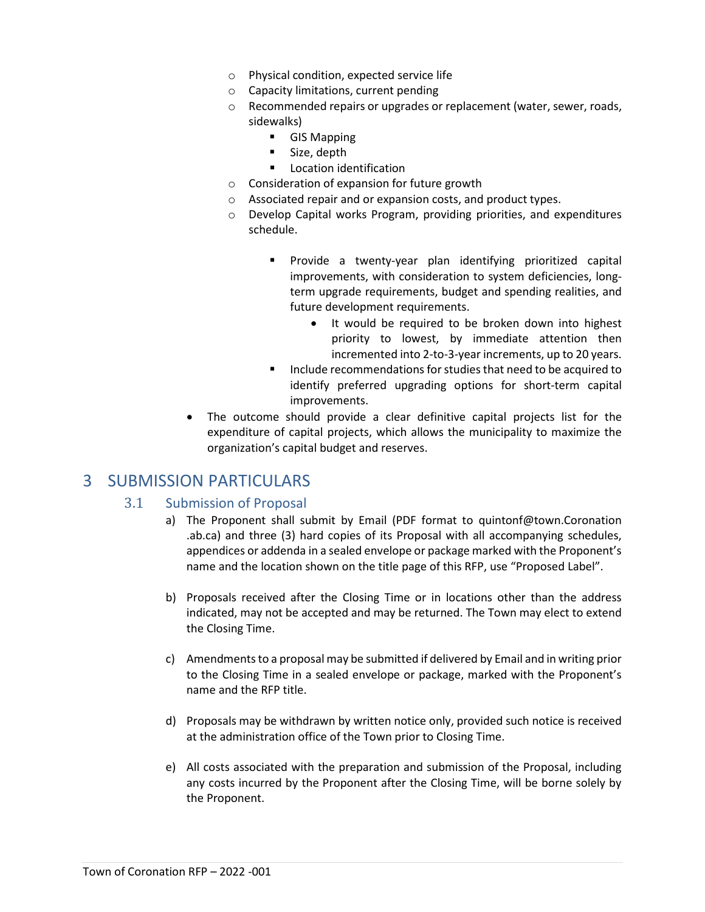- Physical condition, expected service life
  - Capacity limitations, current pending
  - Recommended repairs or upgrades or replacement (water, sewer, roads, sidewalks)
    - GIS Mapping
    - Size, depth
    - Location identification
  - Consideration of expansion for future growth
  - Associated repair and or expansion costs, and product types.
  - Develop Capital works Program, providing priorities, and expenditures schedule.
    - Provide a twenty-year plan identifying prioritized capital improvements, with consideration to system deficiencies, long-term upgrade requirements, budget and spending realities, and future development requirements.
      - It would be required to be broken down into highest priority to lowest, by immediate attention then incremented into 2-to-3-year increments, up to 20 years.
    - Include recommendations for studies that need to be acquired to identify preferred upgrading options for short-term capital improvements.
- The outcome should provide a clear definitive capital projects list for the expenditure of capital projects, which allows the municipality to maximize the organization's capital budget and reserves.

# 3 SUBMISSION PARTICULARS

## 3.1 Submission of Proposal

a) The Proponent shall submit by Email (PDF format to quintonf@town.Coronation .ab.ca) and three (3) hard copies of its Proposal with all accompanying schedules, appendices or addenda in a sealed envelope or package marked with the Proponent's name and the location shown on the title page of this RFP, use "Proposed Label".

b) Proposals received after the Closing Time or in locations other than the address indicated, may not be accepted and may be returned. The Town may elect to extend the Closing Time.

c) Amendments to a proposal may be submitted if delivered by Email and in writing prior to the Closing Time in a sealed envelope or package, marked with the Proponent's name and the RFP title.

d) Proposals may be withdrawn by written notice only, provided such notice is received at the administration office of the Town prior to Closing Time.

e) All costs associated with the preparation and submission of the Proposal, including any costs incurred by the Proponent after the Closing Time, will be borne solely by the Proponent.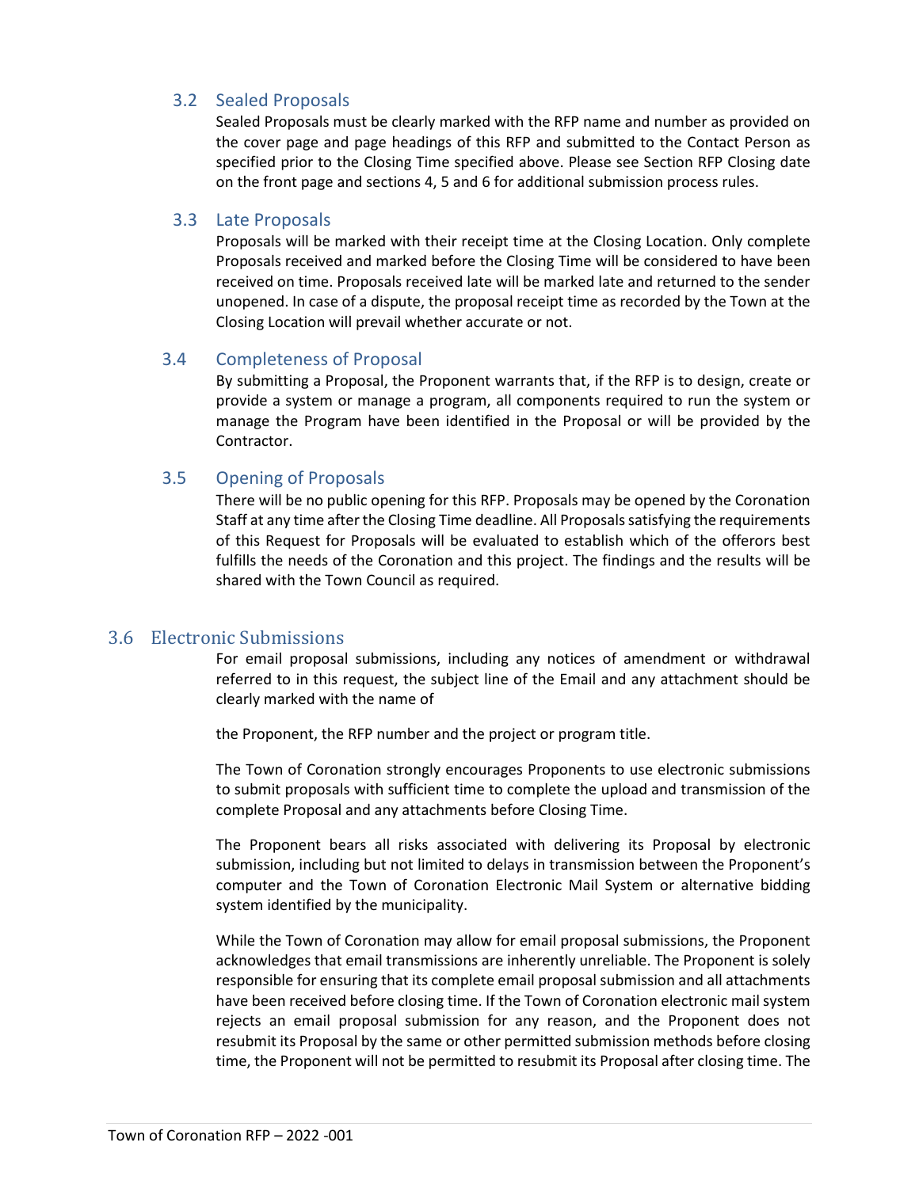### 3.2 Sealed Proposals

Sealed Proposals must be clearly marked with the RFP name and number as provided on the cover page and page headings of this RFP and submitted to the Contact Person as specified prior to the Closing Time specified above. Please see Section RFP Closing date on the front page and sections 4, 5 and 6 for additional submission process rules.

### 3.3 Late Proposals

Proposals will be marked with their receipt time at the Closing Location. Only complete Proposals received and marked before the Closing Time will be considered to have been received on time. Proposals received late will be marked late and returned to the sender unopened. In case of a dispute, the proposal receipt time as recorded by the Town at the Closing Location will prevail whether accurate or not.

### 3.4 Completeness of Proposal

By submitting a Proposal, the Proponent warrants that, if the RFP is to design, create or provide a system or manage a program, all components required to run the system or manage the Program have been identified in the Proposal or will be provided by the Contractor.

### 3.5 Opening of Proposals

There will be no public opening for this RFP. Proposals may be opened by the Coronation Staff at any time after the Closing Time deadline. All Proposals satisfying the requirements of this Request for Proposals will be evaluated to establish which of the offerors best fulfills the needs of the Coronation and this project. The findings and the results will be shared with the Town Council as required.

## 3.6 Electronic Submissions

For email proposal submissions, including any notices of amendment or withdrawal referred to in this request, the subject line of the Email and any attachment should be clearly marked with the name of

the Proponent, the RFP number and the project or program title.

The Town of Coronation strongly encourages Proponents to use electronic submissions to submit proposals with sufficient time to complete the upload and transmission of the complete Proposal and any attachments before Closing Time.

The Proponent bears all risks associated with delivering its Proposal by electronic submission, including but not limited to delays in transmission between the Proponent's computer and the Town of Coronation Electronic Mail System or alternative bidding system identified by the municipality.

While the Town of Coronation may allow for email proposal submissions, the Proponent acknowledges that email transmissions are inherently unreliable. The Proponent is solely responsible for ensuring that its complete email proposal submission and all attachments have been received before closing time. If the Town of Coronation electronic mail system rejects an email proposal submission for any reason, and the Proponent does not resubmit its Proposal by the same or other permitted submission methods before closing time, the Proponent will not be permitted to resubmit its Proposal after closing time. The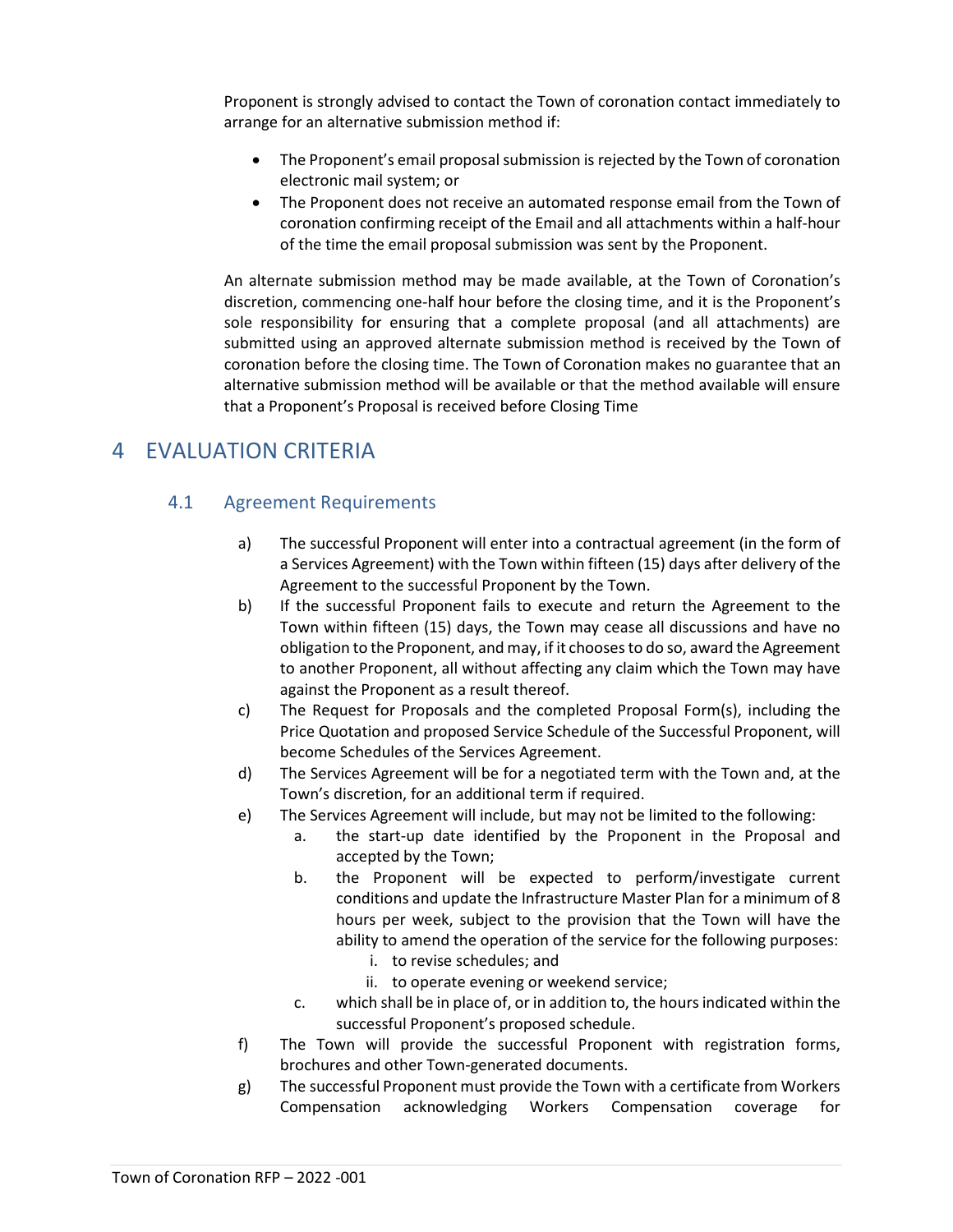Proponent is strongly advised to contact the Town of coronation contact immediately to arrange for an alternative submission method if:

- The Proponent's email proposal submission is rejected by the Town of coronation electronic mail system; or
- The Proponent does not receive an automated response email from the Town of coronation confirming receipt of the Email and all attachments within a half-hour of the time the email proposal submission was sent by the Proponent.

An alternate submission method may be made available, at the Town of Coronation's discretion, commencing one-half hour before the closing time, and it is the Proponent's sole responsibility for ensuring that a complete proposal (and all attachments) are submitted using an approved alternate submission method is received by the Town of coronation before the closing time. The Town of Coronation makes no guarantee that an alternative submission method will be available or that the method available will ensure that a Proponent's Proposal is received before Closing Time

# 4 EVALUATION CRITERIA

## 4.1 Agreement Requirements

a) The successful Proponent will enter into a contractual agreement (in the form of a Services Agreement) with the Town within fifteen (15) days after delivery of the Agreement to the successful Proponent by the Town.

b) If the successful Proponent fails to execute and return the Agreement to the Town within fifteen (15) days, the Town may cease all discussions and have no obligation to the Proponent, and may, if it chooses to do so, award the Agreement to another Proponent, all without affecting any claim which the Town may have against the Proponent as a result thereof.

c) The Request for Proposals and the completed Proposal Form(s), including the Price Quotation and proposed Service Schedule of the Successful Proponent, will become Schedules of the Services Agreement.

d) The Services Agreement will be for a negotiated term with the Town and, at the Town's discretion, for an additional term if required.

e) The Services Agreement will include, but may not be limited to the following:
   a. the start-up date identified by the Proponent in the Proposal and accepted by the Town;
   b. the Proponent will be expected to perform/investigate current conditions and update the Infrastructure Master Plan for a minimum of 8 hours per week, subject to the provision that the Town will have the ability to amend the operation of the service for the following purposes:
      i. to revise schedules; and
      ii. to operate evening or weekend service;
   c. which shall be in place of, or in addition to, the hours indicated within the successful Proponent's proposed schedule.

f) The Town will provide the successful Proponent with registration forms, brochures and other Town-generated documents.

g) The successful Proponent must provide the Town with a certificate from Workers Compensation acknowledging Workers Compensation coverage for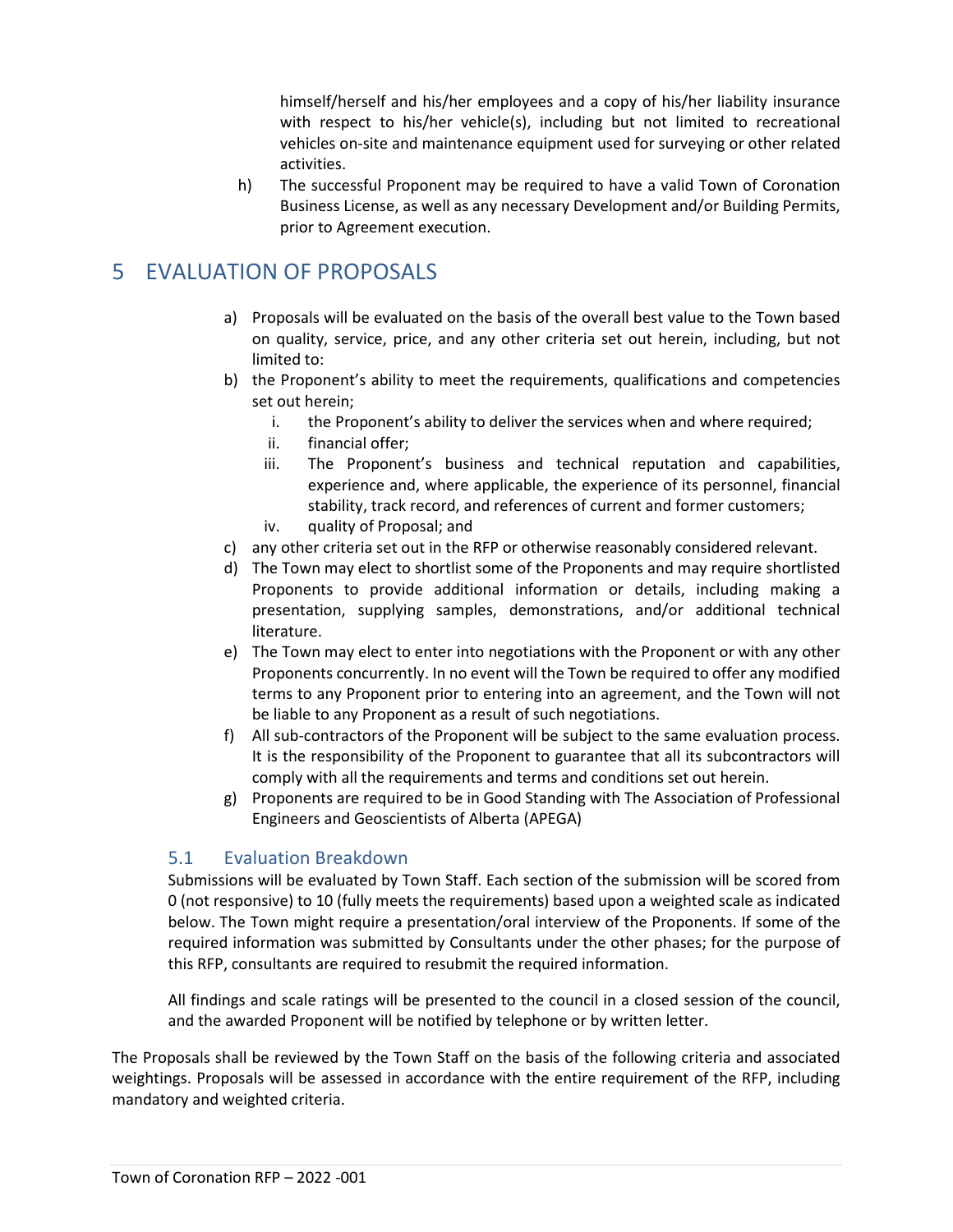himself/herself and his/her employees and a copy of his/her liability insurance with respect to his/her vehicle(s), including but not limited to recreational vehicles on-site and maintenance equipment used for surveying or other related activities.

h) The successful Proponent may be required to have a valid Town of Coronation Business License, as well as any necessary Development and/or Building Permits, prior to Agreement execution.

# 5 EVALUATION OF PROPOSALS

a) Proposals will be evaluated on the basis of the overall best value to the Town based on quality, service, price, and any other criteria set out herein, including, but not limited to:

b) the Proponent's ability to meet the requirements, qualifications and competencies set out herein;

   i. the Proponent's ability to deliver the services when and where required;
   ii. financial offer;
   iii. The Proponent's business and technical reputation and capabilities, experience and, where applicable, the experience of its personnel, financial stability, track record, and references of current and former customers;
   iv. quality of Proposal; and

c) any other criteria set out in the RFP or otherwise reasonably considered relevant.

d) The Town may elect to shortlist some of the Proponents and may require shortlisted Proponents to provide additional information or details, including making a presentation, supplying samples, demonstrations, and/or additional technical literature.

e) The Town may elect to enter into negotiations with the Proponent or with any other Proponents concurrently. In no event will the Town be required to offer any modified terms to any Proponent prior to entering into an agreement, and the Town will not be liable to any Proponent as a result of such negotiations.

f) All sub-contractors of the Proponent will be subject to the same evaluation process. It is the responsibility of the Proponent to guarantee that all its subcontractors will comply with all the requirements and terms and conditions set out herein.

g) Proponents are required to be in Good Standing with The Association of Professional Engineers and Geoscientists of Alberta (APEGA)

## 5.1 Evaluation Breakdown

Submissions will be evaluated by Town Staff. Each section of the submission will be scored from 0 (not responsive) to 10 (fully meets the requirements) based upon a weighted scale as indicated below. The Town might require a presentation/oral interview of the Proponents. If some of the required information was submitted by Consultants under the other phases; for the purpose of this RFP, consultants are required to resubmit the required information.

All findings and scale ratings will be presented to the council in a closed session of the council, and the awarded Proponent will be notified by telephone or by written letter.

The Proposals shall be reviewed by the Town Staff on the basis of the following criteria and associated weightings. Proposals will be assessed in accordance with the entire requirement of the RFP, including mandatory and weighted criteria.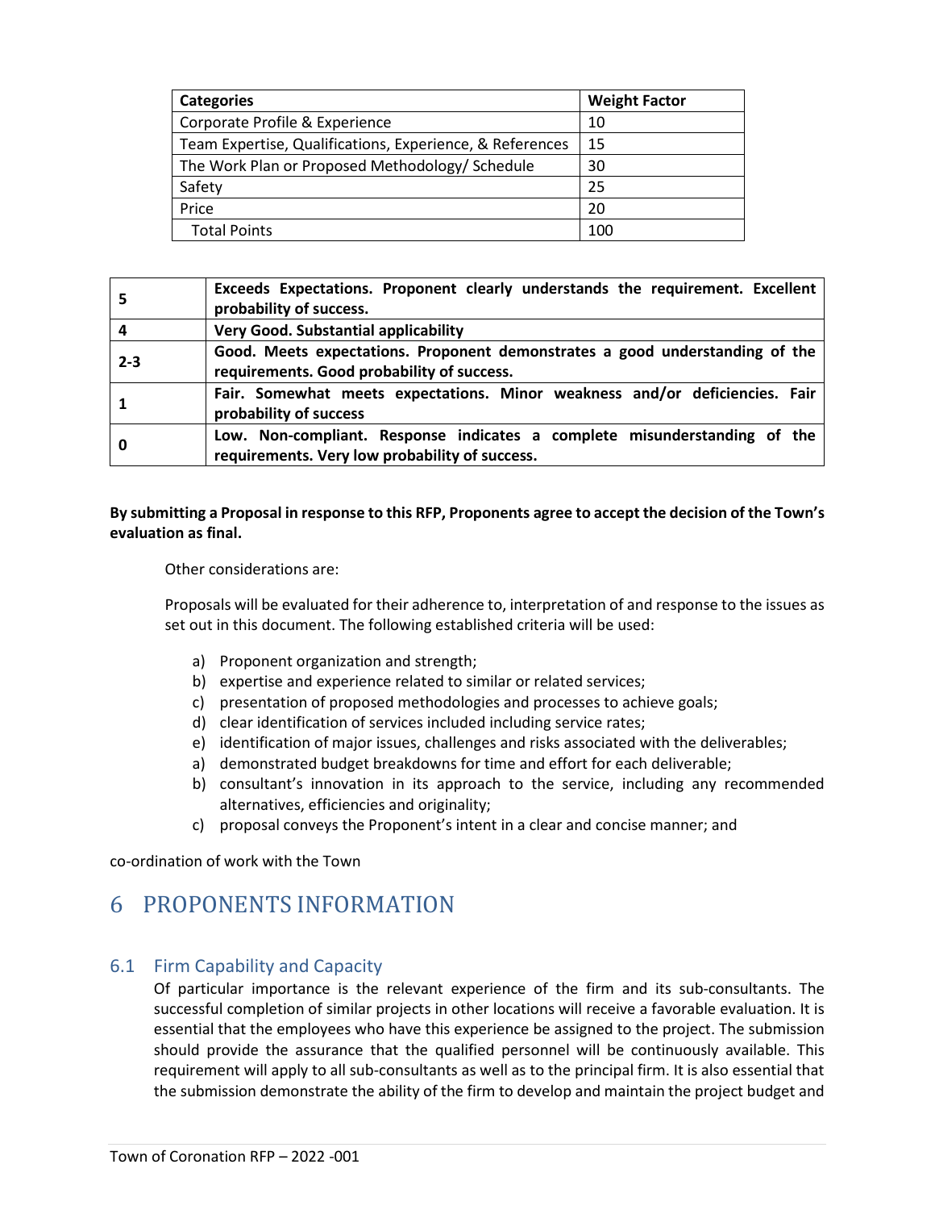| Categories | Weight Factor |
|---|---|
| Corporate Profile & Experience | 10 |
| Team Expertise, Qualifications, Experience, & References | 15 |
| The Work Plan or Proposed Methodology/ Schedule | 30 |
| Safety | 25 |
| Price | 20 |
| Total Points | 100 |

| | |
|---|---|
| **5** | **Exceeds Expectations. Proponent clearly understands the requirement. Excellent probability of success.** |
| **4** | **Very Good. Substantial applicability** |
| **2-3** | **Good. Meets expectations. Proponent demonstrates a good understanding of the requirements. Good probability of success.** |
| **1** | **Fair. Somewhat meets expectations. Minor weakness and/or deficiencies. Fair probability of success** |
| **0** | **Low. Non-compliant. Response indicates a complete misunderstanding of the requirements. Very low probability of success.** |

**By submitting a Proposal in response to this RFP, Proponents agree to accept the decision of the Town's evaluation as final.**

Other considerations are:

Proposals will be evaluated for their adherence to, interpretation of and response to the issues as set out in this document. The following established criteria will be used:

a) Proponent organization and strength;
b) expertise and experience related to similar or related services;
c) presentation of proposed methodologies and processes to achieve goals;
d) clear identification of services included including service rates;
e) identification of major issues, challenges and risks associated with the deliverables;
a) demonstrated budget breakdowns for time and effort for each deliverable;
b) consultant's innovation in its approach to the service, including any recommended alternatives, efficiencies and originality;
c) proposal conveys the Proponent's intent in a clear and concise manner; and

co-ordination of work with the Town

# 6 PROPONENTS INFORMATION

## 6.1 Firm Capability and Capacity

Of particular importance is the relevant experience of the firm and its sub-consultants. The successful completion of similar projects in other locations will receive a favorable evaluation. It is essential that the employees who have this experience be assigned to the project. The submission should provide the assurance that the qualified personnel will be continuously available. This requirement will apply to all sub-consultants as well as to the principal firm. It is also essential that the submission demonstrate the ability of the firm to develop and maintain the project budget and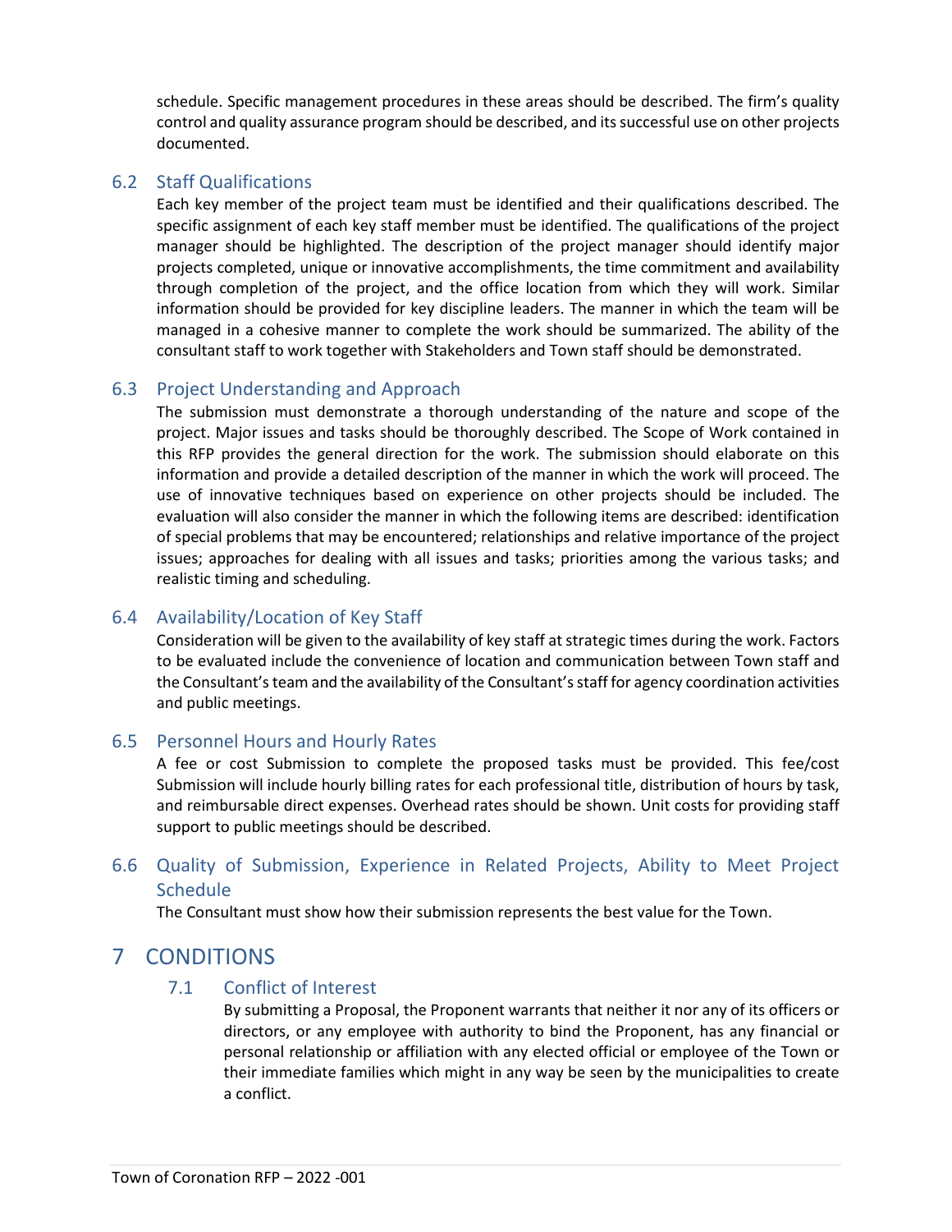schedule. Specific management procedures in these areas should be described. The firm's quality control and quality assurance program should be described, and its successful use on other projects documented.

## 6.2 Staff Qualifications

Each key member of the project team must be identified and their qualifications described. The specific assignment of each key staff member must be identified. The qualifications of the project manager should be highlighted. The description of the project manager should identify major projects completed, unique or innovative accomplishments, the time commitment and availability through completion of the project, and the office location from which they will work. Similar information should be provided for key discipline leaders. The manner in which the team will be managed in a cohesive manner to complete the work should be summarized. The ability of the consultant staff to work together with Stakeholders and Town staff should be demonstrated.

## 6.3 Project Understanding and Approach

The submission must demonstrate a thorough understanding of the nature and scope of the project. Major issues and tasks should be thoroughly described. The Scope of Work contained in this RFP provides the general direction for the work. The submission should elaborate on this information and provide a detailed description of the manner in which the work will proceed. The use of innovative techniques based on experience on other projects should be included. The evaluation will also consider the manner in which the following items are described: identification of special problems that may be encountered; relationships and relative importance of the project issues; approaches for dealing with all issues and tasks; priorities among the various tasks; and realistic timing and scheduling.

## 6.4 Availability/Location of Key Staff

Consideration will be given to the availability of key staff at strategic times during the work. Factors to be evaluated include the convenience of location and communication between Town staff and the Consultant's team and the availability of the Consultant's staff for agency coordination activities and public meetings.

## 6.5 Personnel Hours and Hourly Rates

A fee or cost Submission to complete the proposed tasks must be provided. This fee/cost Submission will include hourly billing rates for each professional title, distribution of hours by task, and reimbursable direct expenses. Overhead rates should be shown. Unit costs for providing staff support to public meetings should be described.

## 6.6 Quality of Submission, Experience in Related Projects, Ability to Meet Project Schedule

The Consultant must show how their submission represents the best value for the Town.

# 7 CONDITIONS

## 7.1 Conflict of Interest

By submitting a Proposal, the Proponent warrants that neither it nor any of its officers or directors, or any employee with authority to bind the Proponent, has any financial or personal relationship or affiliation with any elected official or employee of the Town or their immediate families which might in any way be seen by the municipalities to create a conflict.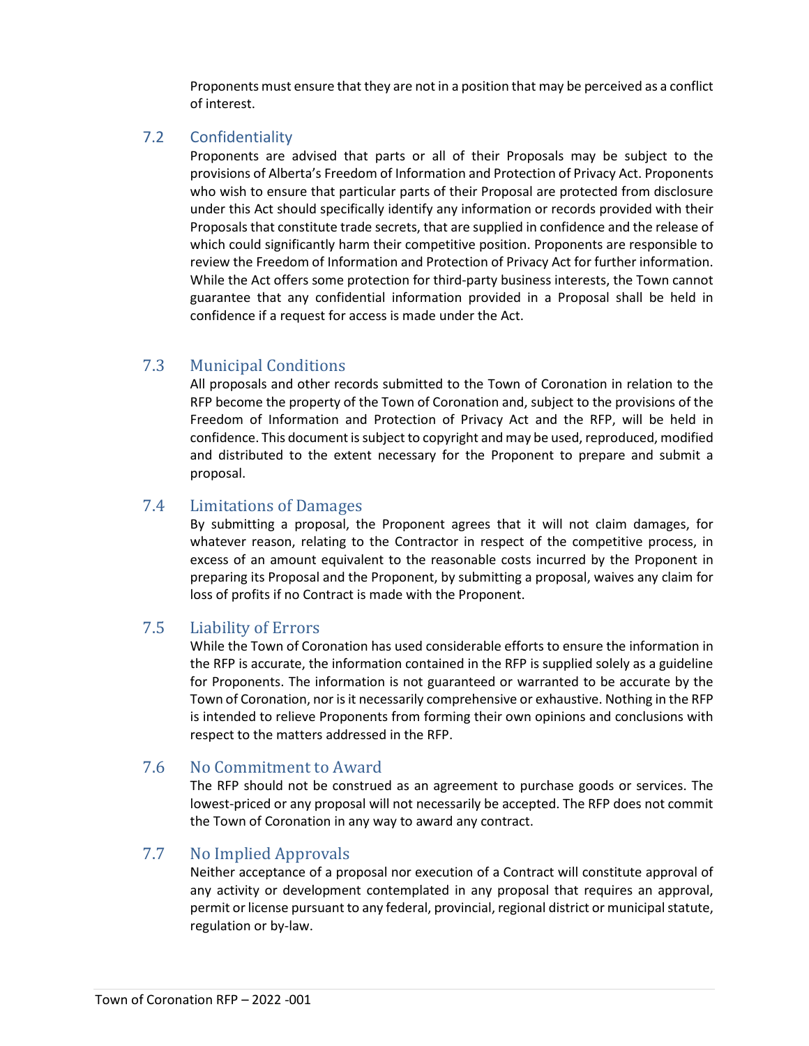Proponents must ensure that they are not in a position that may be perceived as a conflict of interest.

## 7.2 Confidentiality

Proponents are advised that parts or all of their Proposals may be subject to the provisions of Alberta's Freedom of Information and Protection of Privacy Act. Proponents who wish to ensure that particular parts of their Proposal are protected from disclosure under this Act should specifically identify any information or records provided with their Proposals that constitute trade secrets, that are supplied in confidence and the release of which could significantly harm their competitive position. Proponents are responsible to review the Freedom of Information and Protection of Privacy Act for further information. While the Act offers some protection for third-party business interests, the Town cannot guarantee that any confidential information provided in a Proposal shall be held in confidence if a request for access is made under the Act.

## 7.3 Municipal Conditions

All proposals and other records submitted to the Town of Coronation in relation to the RFP become the property of the Town of Coronation and, subject to the provisions of the Freedom of Information and Protection of Privacy Act and the RFP, will be held in confidence. This document is subject to copyright and may be used, reproduced, modified and distributed to the extent necessary for the Proponent to prepare and submit a proposal.

## 7.4 Limitations of Damages

By submitting a proposal, the Proponent agrees that it will not claim damages, for whatever reason, relating to the Contractor in respect of the competitive process, in excess of an amount equivalent to the reasonable costs incurred by the Proponent in preparing its Proposal and the Proponent, by submitting a proposal, waives any claim for loss of profits if no Contract is made with the Proponent.

## 7.5 Liability of Errors

While the Town of Coronation has used considerable efforts to ensure the information in the RFP is accurate, the information contained in the RFP is supplied solely as a guideline for Proponents. The information is not guaranteed or warranted to be accurate by the Town of Coronation, nor is it necessarily comprehensive or exhaustive. Nothing in the RFP is intended to relieve Proponents from forming their own opinions and conclusions with respect to the matters addressed in the RFP.

## 7.6 No Commitment to Award

The RFP should not be construed as an agreement to purchase goods or services. The lowest-priced or any proposal will not necessarily be accepted. The RFP does not commit the Town of Coronation in any way to award any contract.

## 7.7 No Implied Approvals

Neither acceptance of a proposal nor execution of a Contract will constitute approval of any activity or development contemplated in any proposal that requires an approval, permit or license pursuant to any federal, provincial, regional district or municipal statute, regulation or by-law.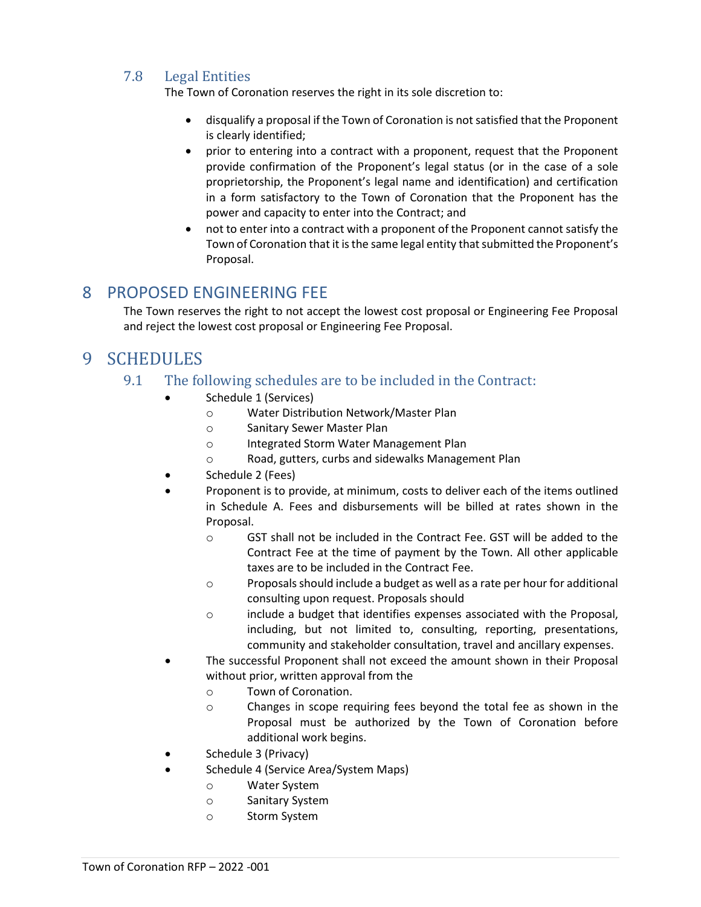### 7.8 Legal Entities

The Town of Coronation reserves the right in its sole discretion to:

- disqualify a proposal if the Town of Coronation is not satisfied that the Proponent is clearly identified;
- prior to entering into a contract with a proponent, request that the Proponent provide confirmation of the Proponent's legal status (or in the case of a sole proprietorship, the Proponent's legal name and identification) and certification in a form satisfactory to the Town of Coronation that the Proponent has the power and capacity to enter into the Contract; and
- not to enter into a contract with a proponent of the Proponent cannot satisfy the Town of Coronation that it is the same legal entity that submitted the Proponent's Proposal.

## 8 PROPOSED ENGINEERING FEE

The Town reserves the right to not accept the lowest cost proposal or Engineering Fee Proposal and reject the lowest cost proposal or Engineering Fee Proposal.

## 9 SCHEDULES

### 9.1 The following schedules are to be included in the Contract:

- Schedule 1 (Services)
  - Water Distribution Network/Master Plan
  - Sanitary Sewer Master Plan
  - Integrated Storm Water Management Plan
  - Road, gutters, curbs and sidewalks Management Plan
- Schedule 2 (Fees)
- Proponent is to provide, at minimum, costs to deliver each of the items outlined in Schedule A. Fees and disbursements will be billed at rates shown in the Proposal.
  - GST shall not be included in the Contract Fee. GST will be added to the Contract Fee at the time of payment by the Town. All other applicable taxes are to be included in the Contract Fee.
  - Proposals should include a budget as well as a rate per hour for additional consulting upon request. Proposals should
  - include a budget that identifies expenses associated with the Proposal, including, but not limited to, consulting, reporting, presentations, community and stakeholder consultation, travel and ancillary expenses.
- The successful Proponent shall not exceed the amount shown in their Proposal without prior, written approval from the
  - Town of Coronation.
  - Changes in scope requiring fees beyond the total fee as shown in the Proposal must be authorized by the Town of Coronation before additional work begins.
- Schedule 3 (Privacy)
- Schedule 4 (Service Area/System Maps)
  - Water System
  - Sanitary System
  - Storm System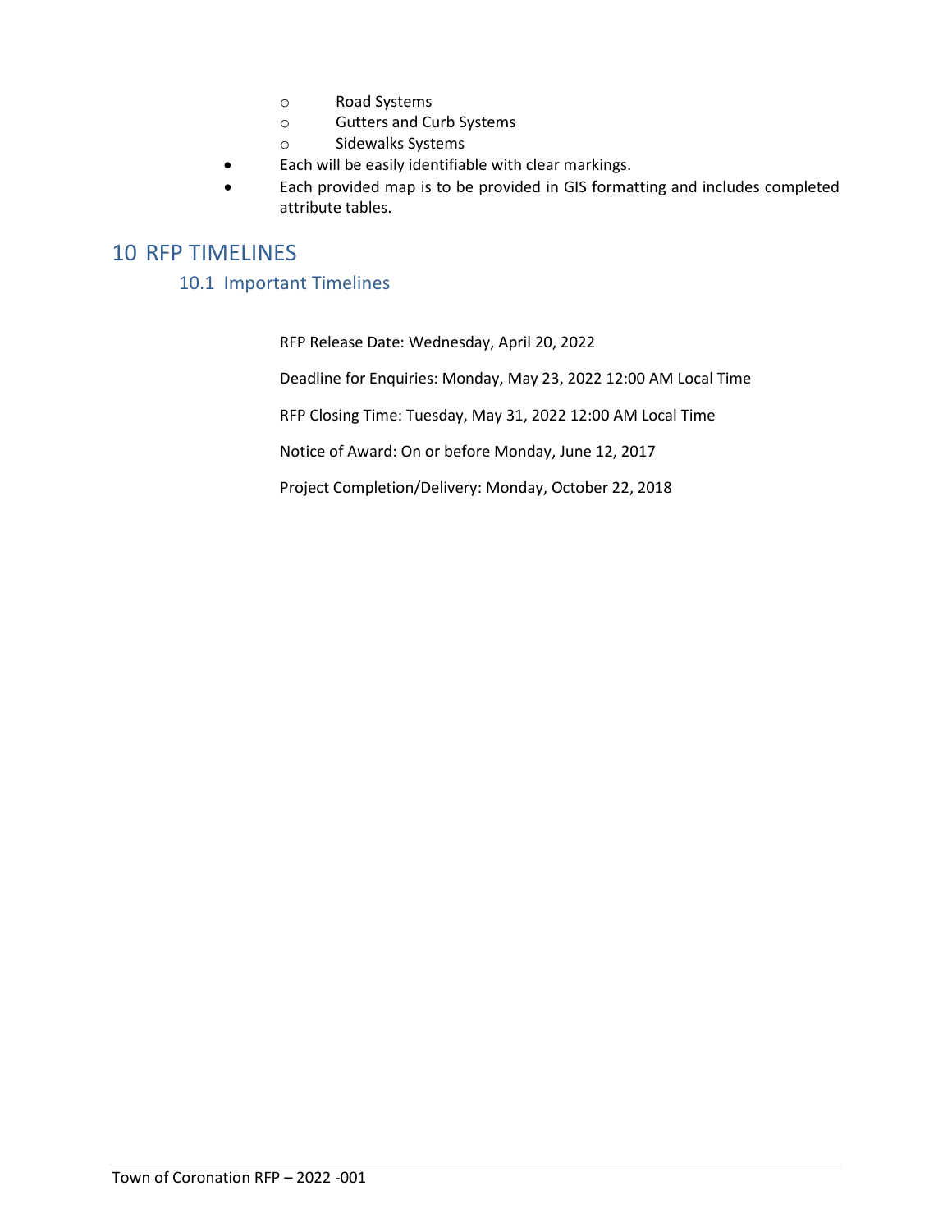- Road Systems
    - Gutters and Curb Systems
    - Sidewalks Systems
- Each will be easily identifiable with clear markings.
- Each provided map is to be provided in GIS formatting and includes completed attribute tables.

# 10 RFP TIMELINES

## 10.1 Important Timelines

RFP Release Date: Wednesday, April 20, 2022

Deadline for Enquiries: Monday, May 23, 2022 12:00 AM Local Time

RFP Closing Time: Tuesday, May 31, 2022 12:00 AM Local Time

Notice of Award: On or before Monday, June 12, 2017

Project Completion/Delivery: Monday, October 22, 2018